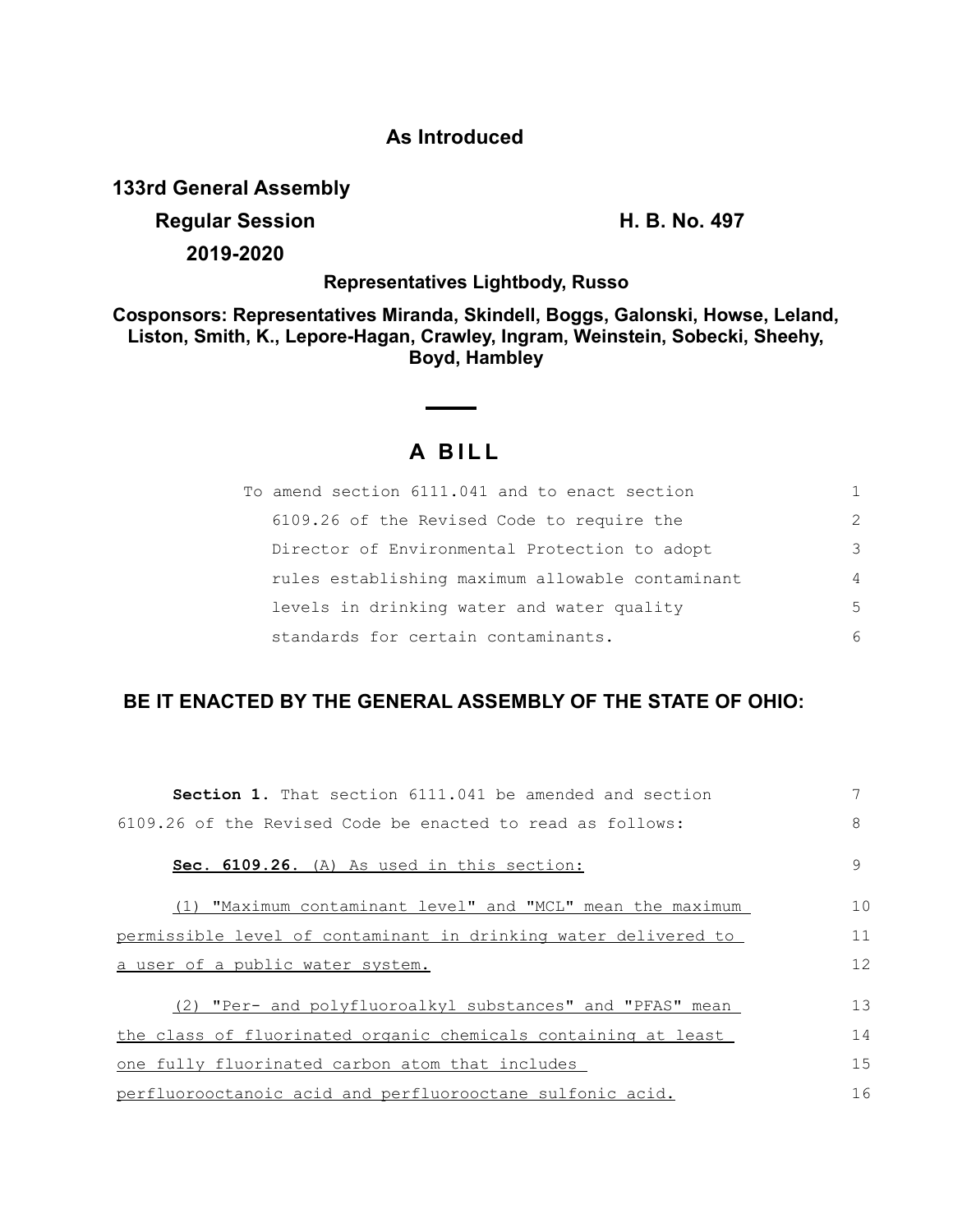**As Introduced**

**133rd General Assembly**

**Regular Session** **H. B. No. 497**

**2019-2020**

**Representatives Lightbody, Russo**

**Cosponsors: Representatives Miranda, Skindell, Boggs, Galonski, Howse, Leland, Liston, Smith, K., Lepore-Hagan, Crawley, Ingram, Weinstein, Sobecki, Sheehy, Boyd, Hambley**

# A BILL

To amend section 6111.041 and to enact section 6109.26 of the Revised Code to require the Director of Environmental Protection to adopt rules establishing maximum allowable contaminant levels in drinking water and water quality standards for certain contaminants.

**BE IT ENACTED BY THE GENERAL ASSEMBLY OF THE STATE OF OHIO:**

**Section 1.** That section 6111.041 be amended and section 6109.26 of the Revised Code be enacted to read as follows:

**Sec. 6109.26.** (A) As used in this section:

(1) "Maximum contaminant level" and "MCL" mean the maximum permissible level of contaminant in drinking water delivered to a user of a public water system.

(2) "Per- and polyfluoroalkyl substances" and "PFAS" mean the class of fluorinated organic chemicals containing at least one fully fluorinated carbon atom that includes perfluorooctanoic acid and perfluorooctane sulfonic acid.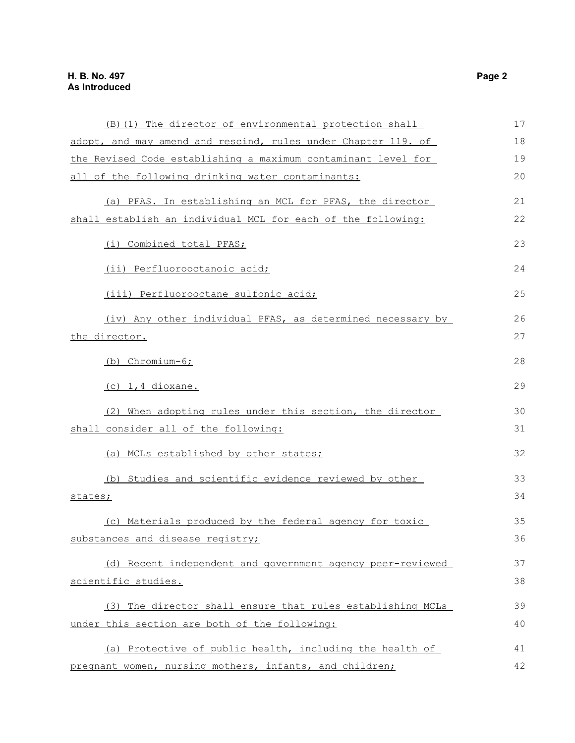(B)(1) The director of environmental protection shall adopt, and may amend and rescind, rules under Chapter 119. of the Revised Code establishing a maximum contaminant level for all of the following drinking water contaminants:

(a) PFAS. In establishing an MCL for PFAS, the director shall establish an individual MCL for each of the following:

(i) Combined total PFAS;

(ii) Perfluorooctanoic acid;

(iii) Perfluorooctane sulfonic acid;

(iv) Any other individual PFAS, as determined necessary by the director.

(b) Chromium-6;

(c) 1,4 dioxane.

(2) When adopting rules under this section, the director shall consider all of the following:

(a) MCLs established by other states;

(b) Studies and scientific evidence reviewed by other states;

(c) Materials produced by the federal agency for toxic substances and disease registry;

(d) Recent independent and government agency peer-reviewed scientific studies.

(3) The director shall ensure that rules establishing MCLs under this section are both of the following:

(a) Protective of public health, including the health of pregnant women, nursing mothers, infants, and children;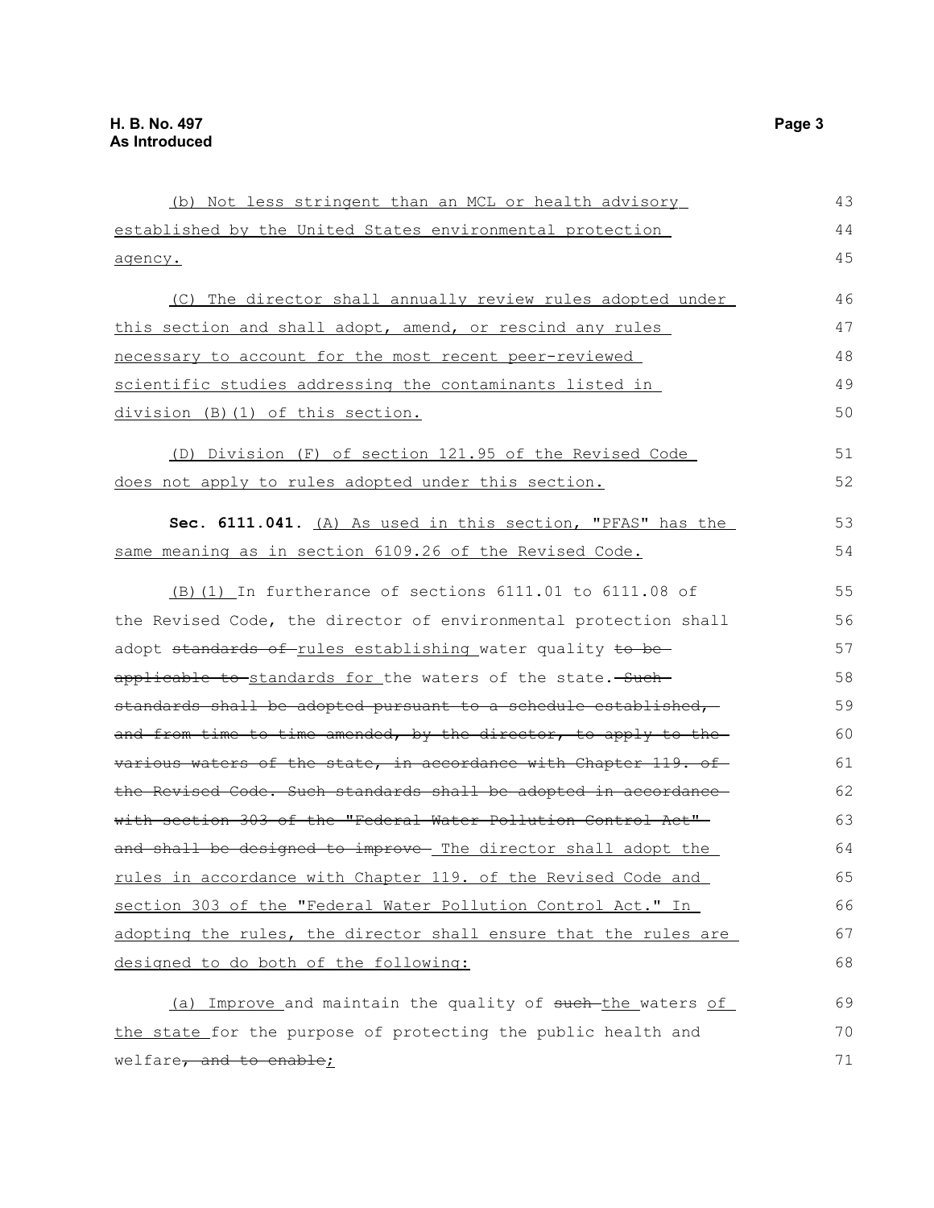(b) Not less stringent than an MCL or health advisory established by the United States environmental protection agency.

(C) The director shall annually review rules adopted under this section and shall adopt, amend, or rescind any rules necessary to account for the most recent peer-reviewed scientific studies addressing the contaminants listed in division (B)(1) of this section.

(D) Division (F) of section 121.95 of the Revised Code does not apply to rules adopted under this section.

**Sec. 6111.041.** (A) As used in this section, "PFAS" has the same meaning as in section 6109.26 of the Revised Code.

(B)(1) In furtherance of sections 6111.01 to 6111.08 of the Revised Code, the director of environmental protection shall adopt ~~standards of~~ rules establishing water quality ~~to be applicable to~~ standards for the waters of the state. ~~Such standards shall be adopted pursuant to a schedule established, and from time to time amended, by the director, to apply to the various waters of the state, in accordance with Chapter 119. of the Revised Code. Such standards shall be adopted in accordance with section 303 of the "Federal Water Pollution Control Act" and shall be designed to improve~~ The director shall adopt the rules in accordance with Chapter 119. of the Revised Code and section 303 of the "Federal Water Pollution Control Act." In adopting the rules, the director shall ensure that the rules are designed to do both of the following:

(a) Improve and maintain the quality of ~~such~~ the waters of the state for the purpose of protecting the public health and welfare~~, and to enable~~;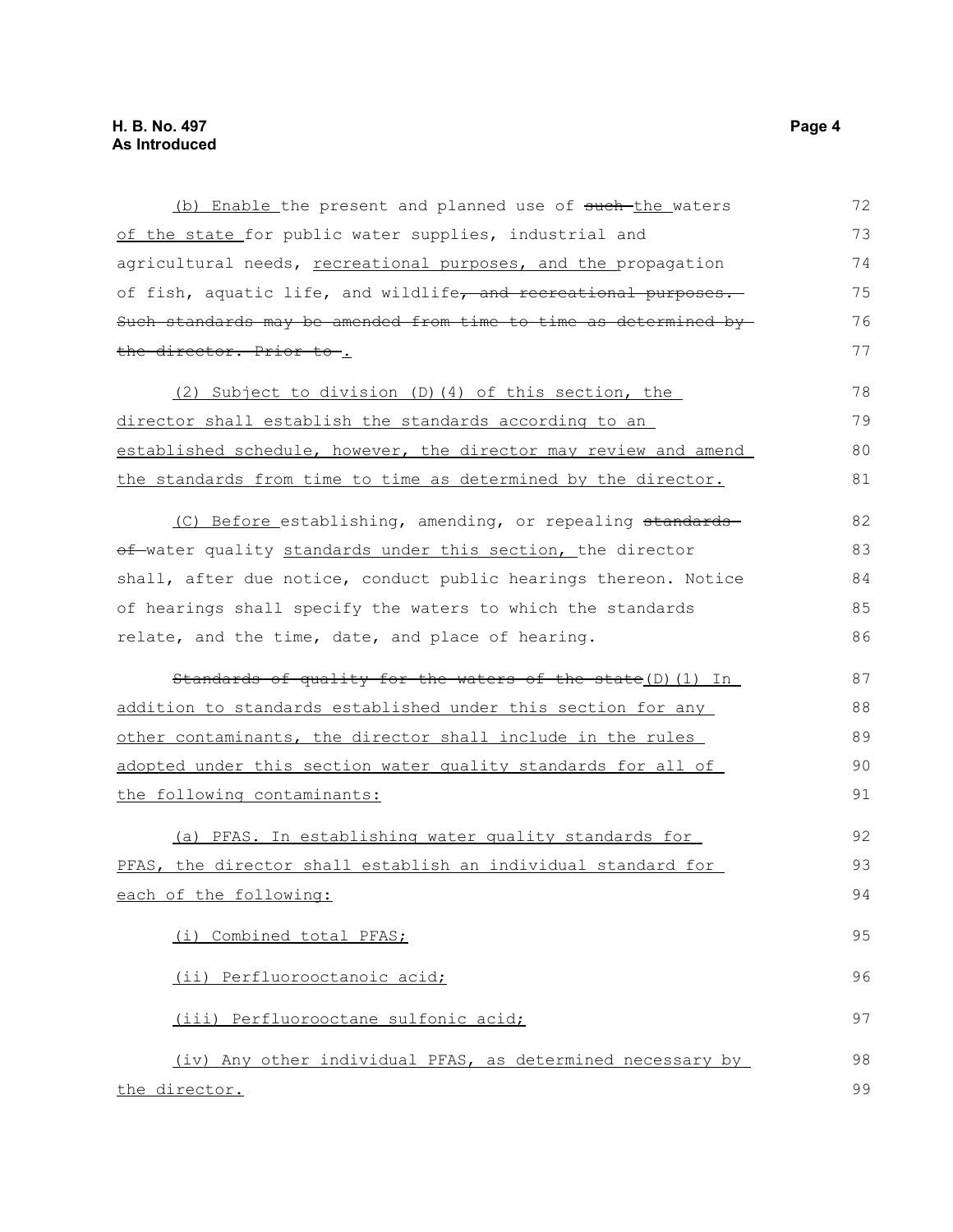(b) Enable the present and planned use of ~~such~~ the waters of the state for public water supplies, industrial and agricultural needs, recreational purposes, and the propagation of fish, aquatic life, and wildlife~~, and recreational purposes. Such standards may be amended from time to time as determined by the director. Prior to~~ .

(2) Subject to division (D)(4) of this section, the director shall establish the standards according to an established schedule, however, the director may review and amend the standards from time to time as determined by the director.

(C) Before establishing, amending, or repealing ~~standards of~~ water quality standards under this section, the director shall, after due notice, conduct public hearings thereon. Notice of hearings shall specify the waters to which the standards relate, and the time, date, and place of hearing.

~~Standards of quality for the waters of the state~~(D)(1) In addition to standards established under this section for any other contaminants, the director shall include in the rules adopted under this section water quality standards for all of the following contaminants:

(a) PFAS. In establishing water quality standards for PFAS, the director shall establish an individual standard for each of the following:

(i) Combined total PFAS;

(ii) Perfluorooctanoic acid;

(iii) Perfluorooctane sulfonic acid;

(iv) Any other individual PFAS, as determined necessary by the director.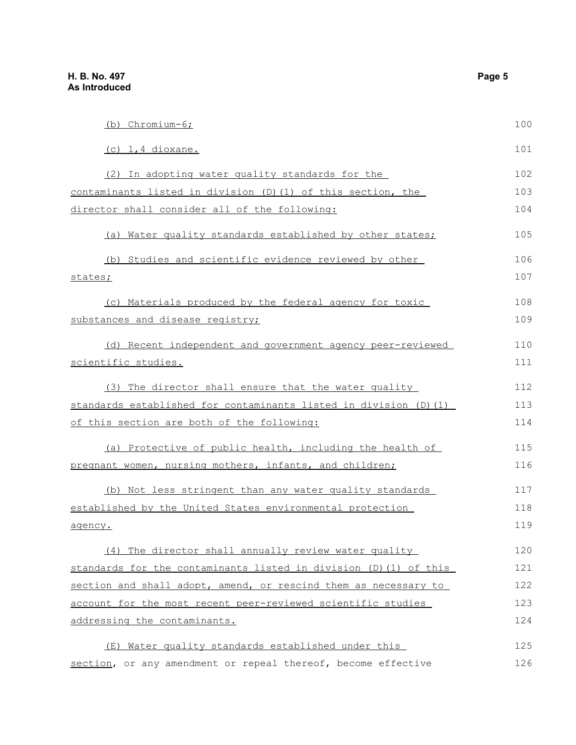(b) Chromium-6;

(c) 1,4 dioxane.

(2) In adopting water quality standards for the contaminants listed in division (D)(1) of this section, the director shall consider all of the following:

(a) Water quality standards established by other states;

(b) Studies and scientific evidence reviewed by other states;

(c) Materials produced by the federal agency for toxic substances and disease registry;

(d) Recent independent and government agency peer-reviewed scientific studies.

(3) The director shall ensure that the water quality standards established for contaminants listed in division (D)(1) of this section are both of the following:

(a) Protective of public health, including the health of pregnant women, nursing mothers, infants, and children;

(b) Not less stringent than any water quality standards established by the United States environmental protection agency.

(4) The director shall annually review water quality standards for the contaminants listed in division (D)(1) of this section and shall adopt, amend, or rescind them as necessary to account for the most recent peer-reviewed scientific studies addressing the contaminants.

(E) Water quality standards established under this section, or any amendment or repeal thereof, become effective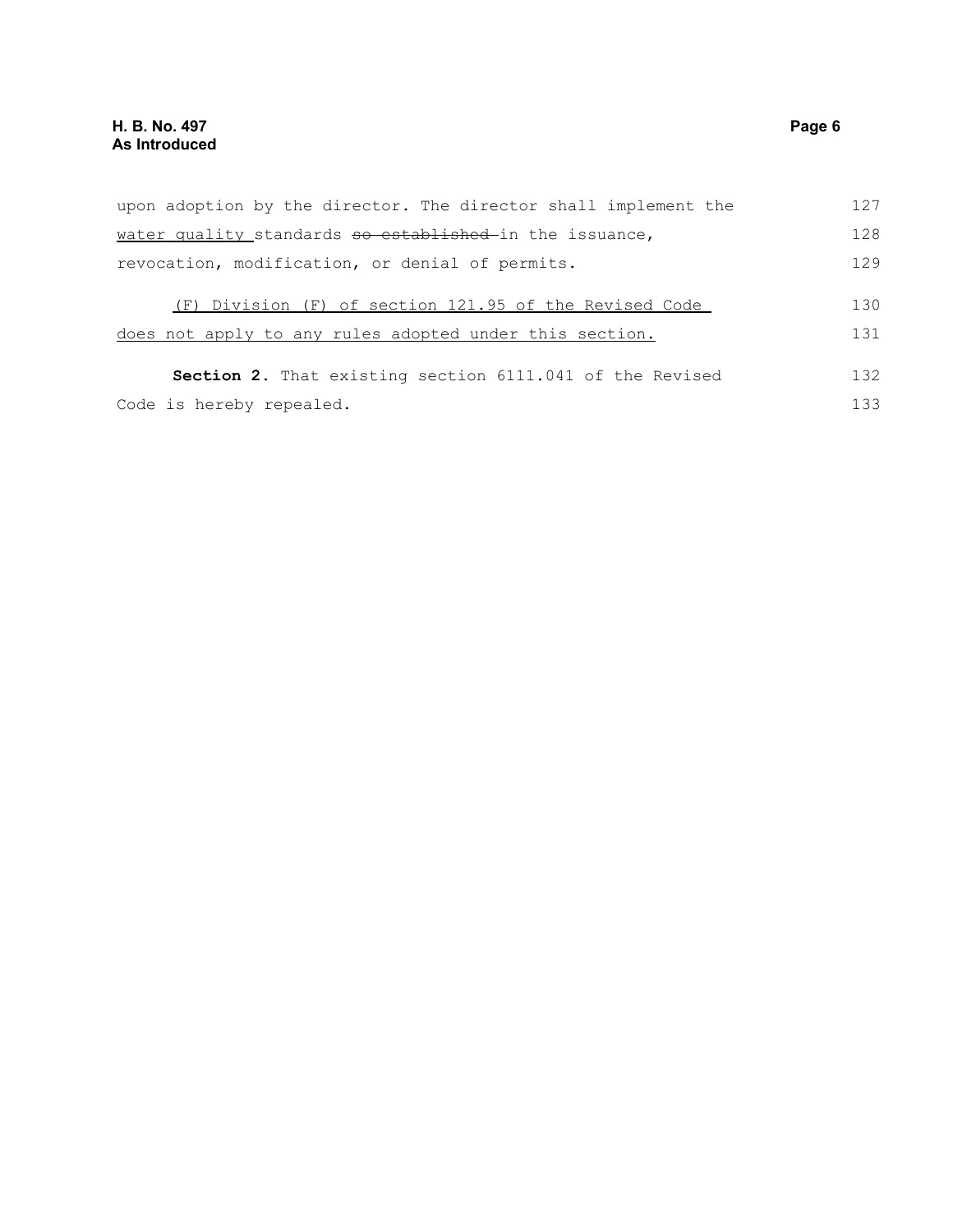upon adoption by the director. The director shall implement the water quality standards ~~so established~~ in the issuance, revocation, modification, or denial of permits.

(F) Division (F) of section 121.95 of the Revised Code does not apply to any rules adopted under this section.

**Section 2.** That existing section 6111.041 of the Revised Code is hereby repealed.